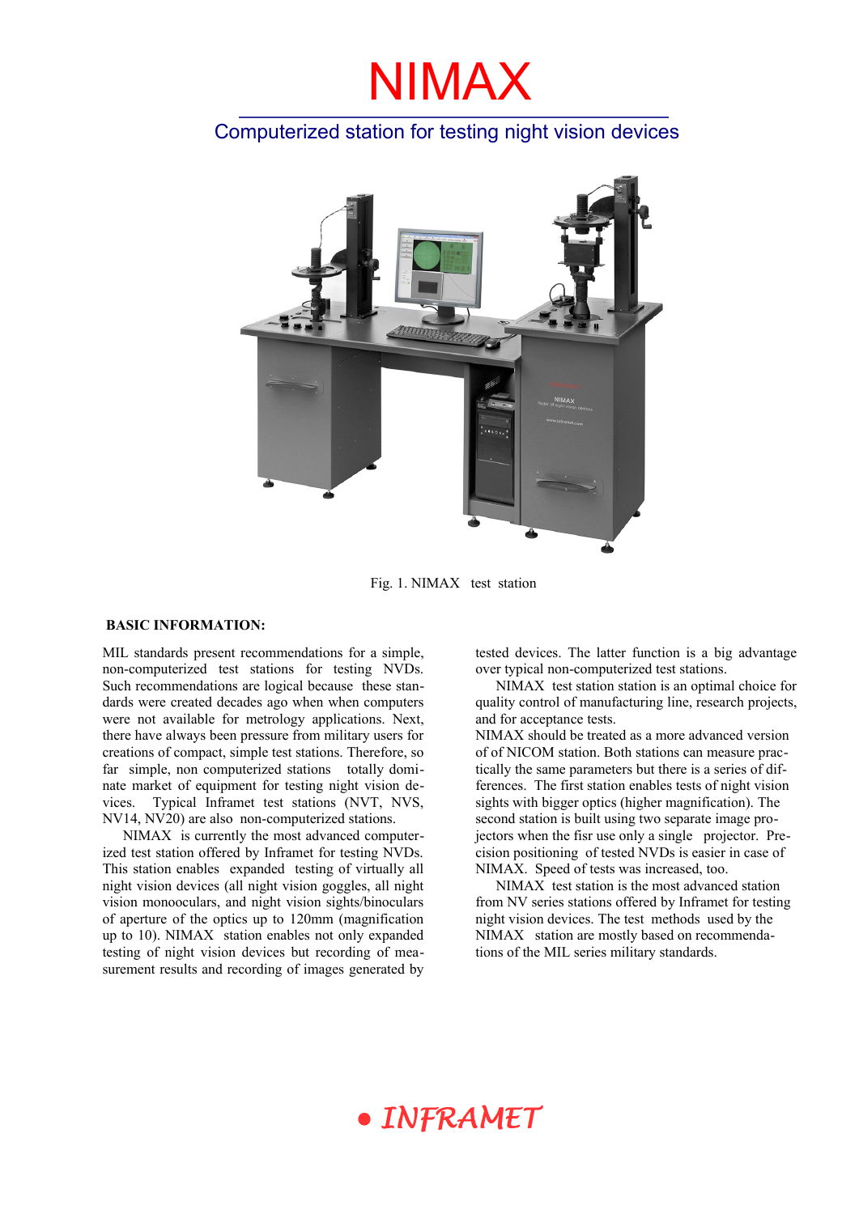# NIMAX

## Computerized station for testing night vision devices

Fig. 1. NIMAX test station

**BASIC INFORMATION:**

MIL standards present recommendations for a simple, non-computerized test stations for testing NVDs. Such recommendations are logical because these standards were created decades ago when when computers were not available for metrology applications. Next, there have always been pressure from military users for creations of compact, simple test stations. Therefore, so far simple, non computerized stations totally dominate market of equipment for testing night vision devices. Typical Inframet test stations (NVT, NVS, NV14, NV20) are also non-computerized stations.

NIMAX is currently the most advanced computerized test station offered by Inframet for testing NVDs. This station enables expanded testing of virtually all night vision devices (all night vision goggles, all night vision monooculars, and night vision sights/binoculars of aperture of the optics up to 120mm (magnification up to 10). NIMAX station enables not only expanded testing of night vision devices but recording of measurement results and recording of images generated by tested devices. The latter function is a big advantage over typical non-computerized test stations.

NIMAX test station station is an optimal choice for quality control of manufacturing line, research projects, and for acceptance tests.

NIMAX should be treated as a more advanced version of of NICOM station. Both stations can measure practically the same parameters but there is a series of differences. The first station enables tests of night vision sights with bigger optics (higher magnification). The second station is built using two separate image projectors when the fisr use only a single projector. Precision positioning of tested NVDs is easier in case of NIMAX. Speed of tests was increased, too.

NIMAX test station is the most advanced station from NV series stations offered by Inframet for testing night vision devices. The test methods used by the NIMAX station are mostly based on recommendations of the MIL series military standards.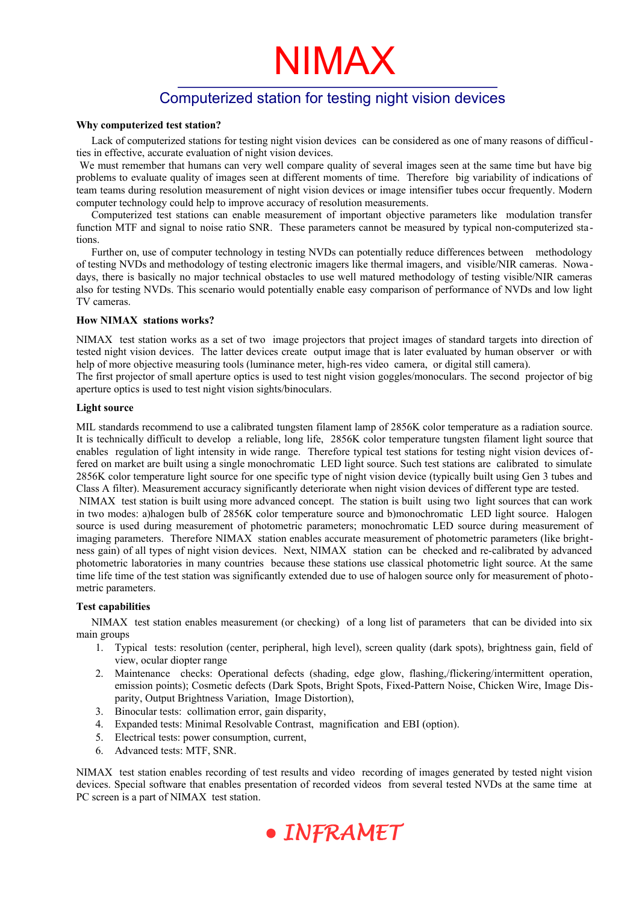# NIMAX

## Computerized station for testing night vision devices

**Why computerized test station?**

Lack of computerized stations for testing night vision devices can be considered as one of many reasons of difficulties in effective, accurate evaluation of night vision devices.

We must remember that humans can very well compare quality of several images seen at the same time but have big problems to evaluate quality of images seen at different moments of time. Therefore big variability of indications of team teams during resolution measurement of night vision devices or image intensifier tubes occur frequently. Modern computer technology could help to improve accuracy of resolution measurements.

Computerized test stations can enable measurement of important objective parameters like modulation transfer function MTF and signal to noise ratio SNR. These parameters cannot be measured by typical non-computerized stations.

Further on, use of computer technology in testing NVDs can potentially reduce differences between methodology of testing NVDs and methodology of testing electronic imagers like thermal imagers, and visible/NIR cameras. Nowadays, there is basically no major technical obstacles to use well matured methodology of testing visible/NIR cameras also for testing NVDs. This scenario would potentially enable easy comparison of performance of NVDs and low light TV cameras.

**How NIMAX stations works?**

NIMAX test station works as a set of two image projectors that project images of standard targets into direction of tested night vision devices. The latter devices create output image that is later evaluated by human observer or with help of more objective measuring tools (luminance meter, high-res video camera, or digital still camera).

The first projector of small aperture optics is used to test night vision goggles/monoculars. The second projector of big aperture optics is used to test night vision sights/binoculars.

**Light source**

MIL standards recommend to use a calibrated tungsten filament lamp of 2856K color temperature as a radiation source. It is technically difficult to develop a reliable, long life, 2856K color temperature tungsten filament light source that enables regulation of light intensity in wide range. Therefore typical test stations for testing night vision devices offered on market are built using a single monochromatic LED light source. Such test stations are calibrated to simulate 2856K color temperature light source for one specific type of night vision device (typically built using Gen 3 tubes and Class A filter). Measurement accuracy significantly deteriorate when night vision devices of different type are tested.

NIMAX test station is built using more advanced concept. The station is built using two light sources that can work in two modes: a)halogen bulb of 2856K color temperature source and b)monochromatic LED light source. Halogen source is used during measurement of photometric parameters; monochromatic LED source during measurement of imaging parameters. Therefore NIMAX station enables accurate measurement of photometric parameters (like brightness gain) of all types of night vision devices. Next, NIMAX station can be checked and re-calibrated by advanced photometric laboratories in many countries because these stations use classical photometric light source. At the same time life time of the test station was significantly extended due to use of halogen source only for measurement of photometric parameters.

**Test capabilities**

NIMAX test station enables measurement (or checking) of a long list of parameters that can be divided into six main groups

1. Typical tests: resolution (center, peripheral, high level), screen quality (dark spots), brightness gain, field of view, ocular diopter range
2. Maintenance checks: Operational defects (shading, edge glow, flashing,/flickering/intermittent operation, emission points); Cosmetic defects (Dark Spots, Bright Spots, Fixed-Pattern Noise, Chicken Wire, Image Disparity, Output Brightness Variation, Image Distortion),
3. Binocular tests: collimation error, gain disparity,
4. Expanded tests: Minimal Resolvable Contrast, magnification and EBI (option).
5. Electrical tests: power consumption, current,
6. Advanced tests: MTF, SNR.

NIMAX test station enables recording of test results and video recording of images generated by tested night vision devices. Special software that enables presentation of recorded videos from several tested NVDs at the same time at PC screen is a part of NIMAX test station.

● INFRAMET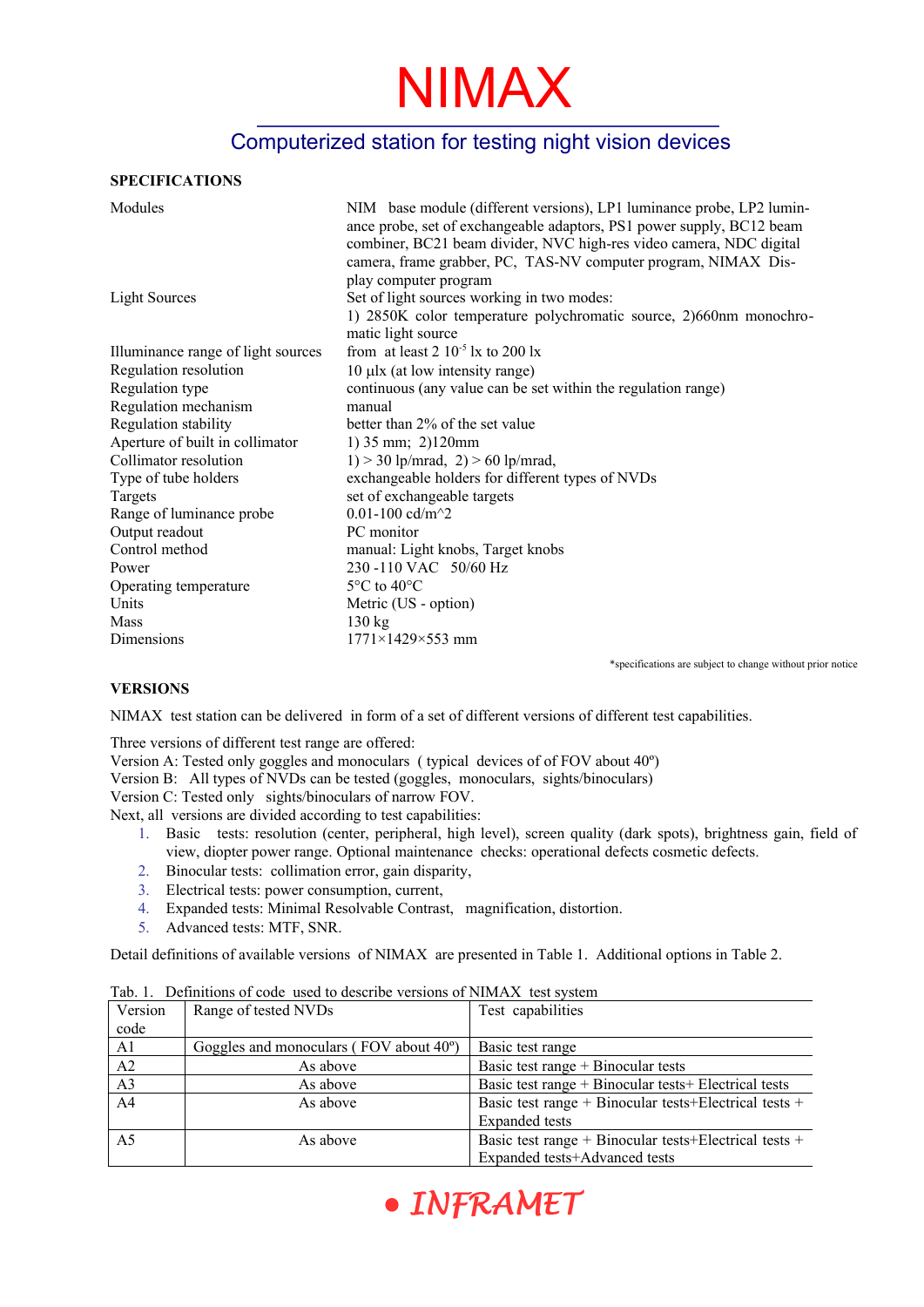# NIMAX

## Computerized station for testing night vision devices

**SPECIFICATIONS**

| | |
|---|---|
| Modules | NIM base module (different versions), LP1 luminance probe, LP2 luminance probe, set of exchangeable adaptors, PS1 power supply, BC12 beam combiner, BC21 beam divider, NVC high-res video camera, NDC digital camera, frame grabber, PC, TAS-NV computer program, NIMAX Display computer program |
| Light Sources | Set of light sources working in two modes: 1) 2850K color temperature polychromatic source, 2)660nm monochromatic light source |
| Illuminance range of light sources | from at least 2 $10^{-5}$ lx to 200 lx |
| Regulation resolution | 10 µlx (at low intensity range) |
| Regulation type | continuous (any value can be set within the regulation range) |
| Regulation mechanism | manual |
| Regulation stability | better than 2% of the set value |
| Aperture of built in collimator | 1) 35 mm; 2)120mm |
| Collimator resolution | 1) > 30 lp/mrad, 2) > 60 lp/mrad, |
| Type of tube holders | exchangeable holders for different types of NVDs |
| Targets | set of exchangeable targets |
| Range of luminance probe | 0.01-100 cd/m^2 |
| Output readout | PC monitor |
| Control method | manual: Light knobs, Target knobs |
| Power | 230 -110 VAC 50/60 Hz |
| Operating temperature | 5°C to 40°C |
| Units | Metric (US - option) |
| Mass | 130 kg |
| Dimensions | 1771×1429×553 mm |

*specifications are subject to change without prior notice

**VERSIONS**

NIMAX test station can be delivered in form of a set of different versions of different test capabilities.

Three versions of different test range are offered:
Version A: Tested only goggles and monoculars ( typical devices of of FOV about 40º)
Version B: All types of NVDs can be tested (goggles, monoculars, sights/binoculars)
Version C: Tested only sights/binoculars of narrow FOV.
Next, all versions are divided according to test capabilities:

1. Basic tests: resolution (center, peripheral, high level), screen quality (dark spots), brightness gain, field of view, diopter power range. Optional maintenance checks: operational defects cosmetic defects.
2. Binocular tests: collimation error, gain disparity,
3. Electrical tests: power consumption, current,
4. Expanded tests: Minimal Resolvable Contrast, magnification, distortion.
5. Advanced tests: MTF, SNR.

Detail definitions of available versions of NIMAX are presented in Table 1. Additional options in Table 2.

Tab. 1. Definitions of code used to describe versions of NIMAX test system

| Version code | Range of tested NVDs | Test capabilities |
|---|---|---|
| A1 | Goggles and monoculars ( FOV about 40º) | Basic test range |
| A2 | As above | Basic test range + Binocular tests |
| A3 | As above | Basic test range + Binocular tests+ Electrical tests |
| A4 | As above | Basic test range + Binocular tests+Electrical tests + Expanded tests |
| A5 | As above | Basic test range + Binocular tests+Electrical tests + Expanded tests+Advanced tests |

● INFRAMET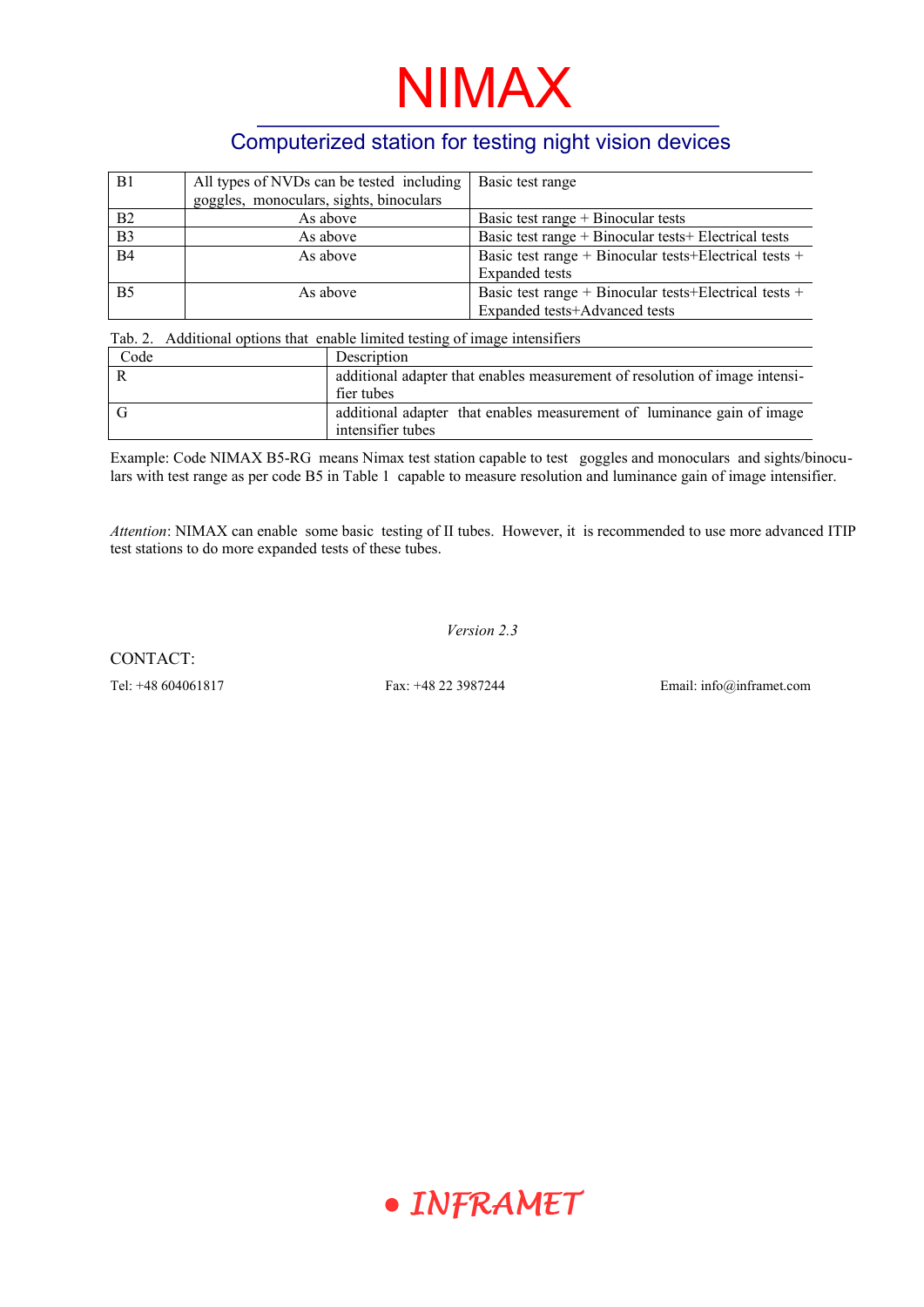| | | |
|---|---|---|
| B1 | All types of NVDs can be tested including goggles, monoculars, sights, binoculars | Basic test range |
| B2 | As above | Basic test range + Binocular tests |
| B3 | As above | Basic test range + Binocular tests+ Electrical tests |
| B4 | As above | Basic test range + Binocular tests+Electrical tests + Expanded tests |
| B5 | As above | Basic test range + Binocular tests+Electrical tests + Expanded tests+Advanced tests |

Tab. 2. Additional options that enable limited testing of image intensifiers

| Code | Description |
|---|---|
| R | additional adapter that enables measurement of resolution of image intensifier tubes |
| G | additional adapter that enables measurement of luminance gain of image intensifier tubes |

Example: Code NIMAX B5-RG means Nimax test station capable to test goggles and monoculars and sights/binoculars with test range as per code B5 in Table 1 capable to measure resolution and luminance gain of image intensifier.

*Attention*: NIMAX can enable some basic testing of II tubes. However, it is recommended to use more advanced ITIP test stations to do more expanded tests of these tubes.

*Version 2.3*

CONTACT:

Tel: +48 604061817 Fax: +48 22 3987244 Email: info@inframet.com